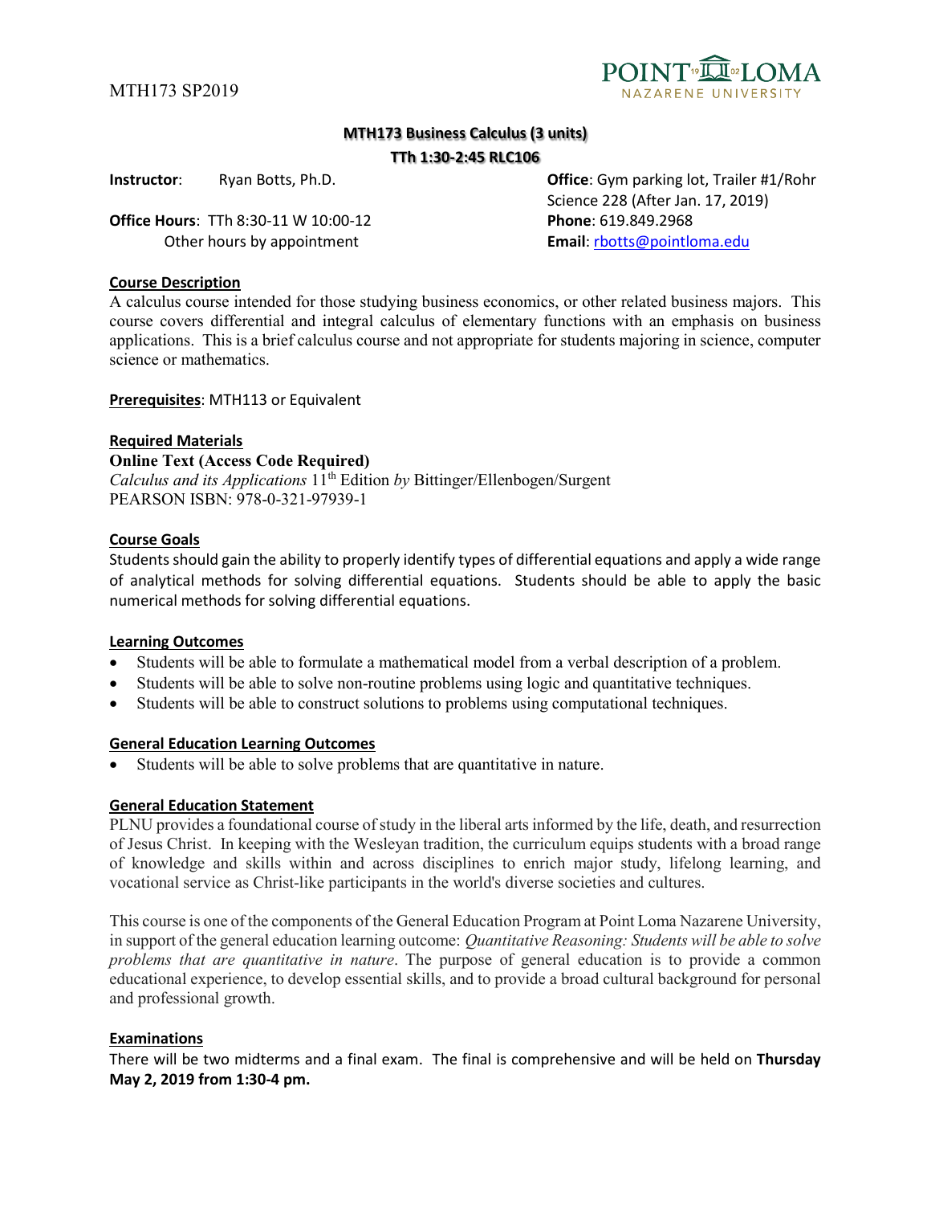MTH173 SP2019

# MTH173 Business Calculus (3 units)

**TTh 1:30-2:45 RLC106**

**Instructor**: Ryan Botts, Ph.D.

**Office Hours**: TTh 8:30-11 W 10:00-12
Other hours by appointment

**Office**: Gym parking lot, Trailer #1/Rohr Science 228 (After Jan. 17, 2019)

**Phone**: 619.849.2968

**Email**: rbotts@pointloma.edu

## Course Description

A calculus course intended for those studying business economics, or other related business majors. This course covers differential and integral calculus of elementary functions with an emphasis on business applications. This is a brief calculus course and not appropriate for students majoring in science, computer science or mathematics.

**Prerequisites**: MTH113 or Equivalent

## Required Materials

**Online Text (Access Code Required)**

*Calculus and its Applications* 11th Edition *by* Bittinger/Ellenbogen/Surgent
PEARSON ISBN: 978-0-321-97939-1

## Course Goals

Students should gain the ability to properly identify types of differential equations and apply a wide range of analytical methods for solving differential equations. Students should be able to apply the basic numerical methods for solving differential equations.

## Learning Outcomes

- Students will be able to formulate a mathematical model from a verbal description of a problem.
- Students will be able to solve non-routine problems using logic and quantitative techniques.
- Students will be able to construct solutions to problems using computational techniques.

## General Education Learning Outcomes

- Students will be able to solve problems that are quantitative in nature.

## General Education Statement

PLNU provides a foundational course of study in the liberal arts informed by the life, death, and resurrection of Jesus Christ. In keeping with the Wesleyan tradition, the curriculum equips students with a broad range of knowledge and skills within and across disciplines to enrich major study, lifelong learning, and vocational service as Christ-like participants in the world's diverse societies and cultures.

This course is one of the components of the General Education Program at Point Loma Nazarene University, in support of the general education learning outcome: *Quantitative Reasoning: Students will be able to solve problems that are quantitative in nature*. The purpose of general education is to provide a common educational experience, to develop essential skills, and to provide a broad cultural background for personal and professional growth.

## Examinations

There will be two midterms and a final exam. The final is comprehensive and will be held on **Thursday May 2, 2019 from 1:30-4 pm.**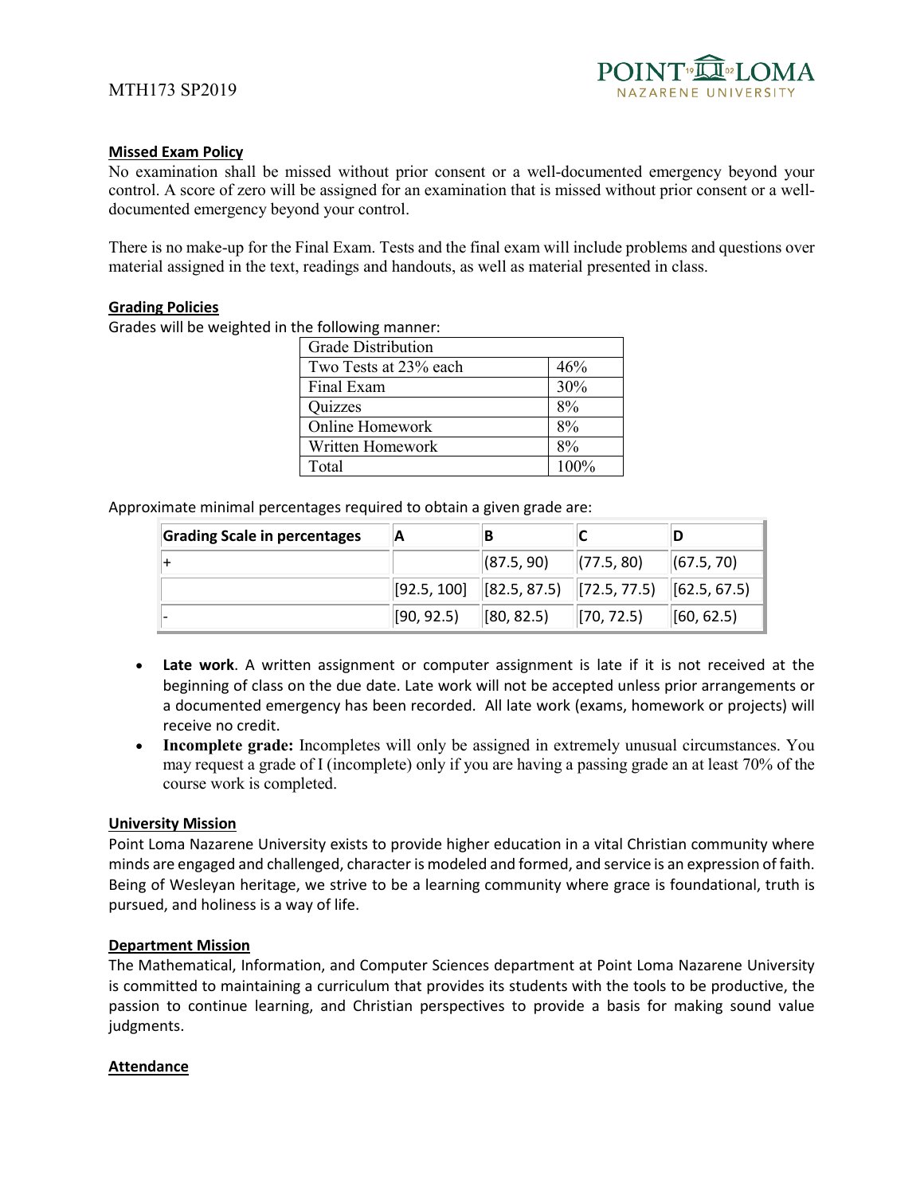**Missed Exam Policy**

No examination shall be missed without prior consent or a well-documented emergency beyond your control. A score of zero will be assigned for an examination that is missed without prior consent or a well-documented emergency beyond your control.

There is no make-up for the Final Exam. Tests and the final exam will include problems and questions over material assigned in the text, readings and handouts, as well as material presented in class.

**Grading Policies**

Grades will be weighted in the following manner:

| Grade Distribution | |
|---|---|
| Two Tests at 23% each | 46% |
| Final Exam | 30% |
| Quizzes | 8% |
| Online Homework | 8% |
| Written Homework | 8% |
| Total | 100% |

Approximate minimal percentages required to obtain a given grade are:

| Grading Scale in percentages | A | B | C | D |
|---|---|---|---|---|
| + | | (87.5, 90) | (77.5, 80) | (67.5, 70) |
| | [92.5, 100] | [82.5, 87.5) | [72.5, 77.5) | [62.5, 67.5) |
| - | [90, 92.5) | [80, 82.5) | [70, 72.5) | [60, 62.5) |

- **Late work**. A written assignment or computer assignment is late if it is not received at the beginning of class on the due date. Late work will not be accepted unless prior arrangements or a documented emergency has been recorded. All late work (exams, homework or projects) will receive no credit.
- **Incomplete grade:** Incompletes will only be assigned in extremely unusual circumstances. You may request a grade of I (incomplete) only if you are having a passing grade an at least 70% of the course work is completed.

**University Mission**

Point Loma Nazarene University exists to provide higher education in a vital Christian community where minds are engaged and challenged, character is modeled and formed, and service is an expression of faith. Being of Wesleyan heritage, we strive to be a learning community where grace is foundational, truth is pursued, and holiness is a way of life.

**Department Mission**

The Mathematical, Information, and Computer Sciences department at Point Loma Nazarene University is committed to maintaining a curriculum that provides its students with the tools to be productive, the passion to continue learning, and Christian perspectives to provide a basis for making sound value judgments.

**Attendance**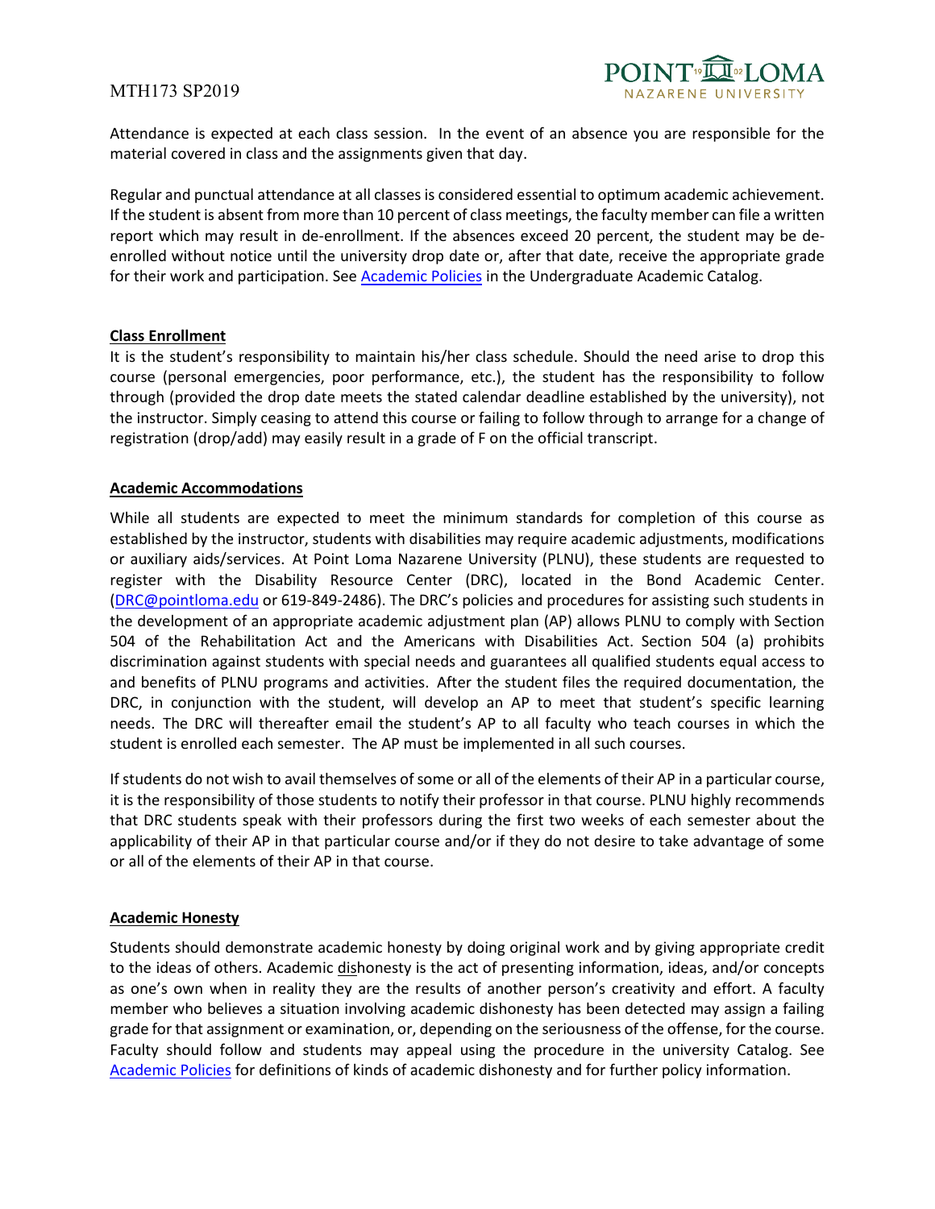Attendance is expected at each class session. In the event of an absence you are responsible for the material covered in class and the assignments given that day.

Regular and punctual attendance at all classes is considered essential to optimum academic achievement. If the student is absent from more than 10 percent of class meetings, the faculty member can file a written report which may result in de-enrollment. If the absences exceed 20 percent, the student may be de-enrolled without notice until the university drop date or, after that date, receive the appropriate grade for their work and participation. See [Academic Policies](#) in the Undergraduate Academic Catalog.

## Class Enrollment

It is the student's responsibility to maintain his/her class schedule. Should the need arise to drop this course (personal emergencies, poor performance, etc.), the student has the responsibility to follow through (provided the drop date meets the stated calendar deadline established by the university), not the instructor. Simply ceasing to attend this course or failing to follow through to arrange for a change of registration (drop/add) may easily result in a grade of F on the official transcript.

## Academic Accommodations

While all students are expected to meet the minimum standards for completion of this course as established by the instructor, students with disabilities may require academic adjustments, modifications or auxiliary aids/services. At Point Loma Nazarene University (PLNU), these students are requested to register with the Disability Resource Center (DRC), located in the Bond Academic Center. (DRC@pointloma.edu or 619-849-2486). The DRC's policies and procedures for assisting such students in the development of an appropriate academic adjustment plan (AP) allows PLNU to comply with Section 504 of the Rehabilitation Act and the Americans with Disabilities Act. Section 504 (a) prohibits discrimination against students with special needs and guarantees all qualified students equal access to and benefits of PLNU programs and activities. After the student files the required documentation, the DRC, in conjunction with the student, will develop an AP to meet that student's specific learning needs. The DRC will thereafter email the student's AP to all faculty who teach courses in which the student is enrolled each semester. The AP must be implemented in all such courses.

If students do not wish to avail themselves of some or all of the elements of their AP in a particular course, it is the responsibility of those students to notify their professor in that course. PLNU highly recommends that DRC students speak with their professors during the first two weeks of each semester about the applicability of their AP in that particular course and/or if they do not desire to take advantage of some or all of the elements of their AP in that course.

## Academic Honesty

Students should demonstrate academic honesty by doing original work and by giving appropriate credit to the ideas of others. Academic dishonesty is the act of presenting information, ideas, and/or concepts as one's own when in reality they are the results of another person's creativity and effort. A faculty member who believes a situation involving academic dishonesty has been detected may assign a failing grade for that assignment or examination, or, depending on the seriousness of the offense, for the course. Faculty should follow and students may appeal using the procedure in the university Catalog. See [Academic Policies](#) for definitions of kinds of academic dishonesty and for further policy information.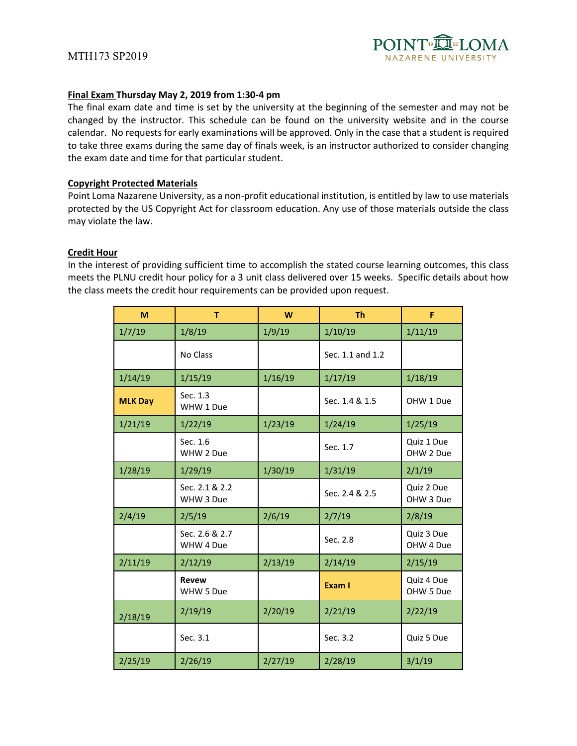**Final Exam Thursday May 2, 2019 from 1:30-4 pm**

The final exam date and time is set by the university at the beginning of the semester and may not be changed by the instructor. This schedule can be found on the university website and in the course calendar. No requests for early examinations will be approved. Only in the case that a student is required to take three exams during the same day of finals week, is an instructor authorized to consider changing the exam date and time for that particular student.

**Copyright Protected Materials**

Point Loma Nazarene University, as a non-profit educational institution, is entitled by law to use materials protected by the US Copyright Act for classroom education. Any use of those materials outside the class may violate the law.

**Credit Hour**

In the interest of providing sufficient time to accomplish the stated course learning outcomes, this class meets the PLNU credit hour policy for a 3 unit class delivered over 15 weeks. Specific details about how the class meets the credit hour requirements can be provided upon request.

| M | T | W | Th | F |
|---|---|---|---|---|
| 1/7/19 | 1/8/19 | 1/9/19 | 1/10/19 | 1/11/19 |
| | No Class | | Sec. 1.1 and 1.2 | |
| 1/14/19 | 1/15/19 | 1/16/19 | 1/17/19 | 1/18/19 |
| **MLK Day** | Sec. 1.3<br>WHW 1 Due | | Sec. 1.4 & 1.5 | OHW 1 Due |
| 1/21/19 | 1/22/19 | 1/23/19 | 1/24/19 | 1/25/19 |
| | Sec. 1.6<br>WHW 2 Due | | Sec. 1.7 | Quiz 1 Due<br>OHW 2 Due |
| 1/28/19 | 1/29/19 | 1/30/19 | 1/31/19 | 2/1/19 |
| | Sec. 2.1 & 2.2<br>WHW 3 Due | | Sec. 2.4 & 2.5 | Quiz 2 Due<br>OHW 3 Due |
| 2/4/19 | 2/5/19 | 2/6/19 | 2/7/19 | 2/8/19 |
| | Sec. 2.6 & 2.7<br>WHW 4 Due | | Sec. 2.8 | Quiz 3 Due<br>OHW 4 Due |
| 2/11/19 | 2/12/19 | 2/13/19 | 2/14/19 | 2/15/19 |
| | **Revew**<br>WHW 5 Due | | **Exam I** | Quiz 4 Due<br>OHW 5 Due |
| 2/18/19 | 2/19/19 | 2/20/19 | 2/21/19 | 2/22/19 |
| | Sec. 3.1 | | Sec. 3.2 | Quiz 5 Due |
| 2/25/19 | 2/26/19 | 2/27/19 | 2/28/19 | 3/1/19 |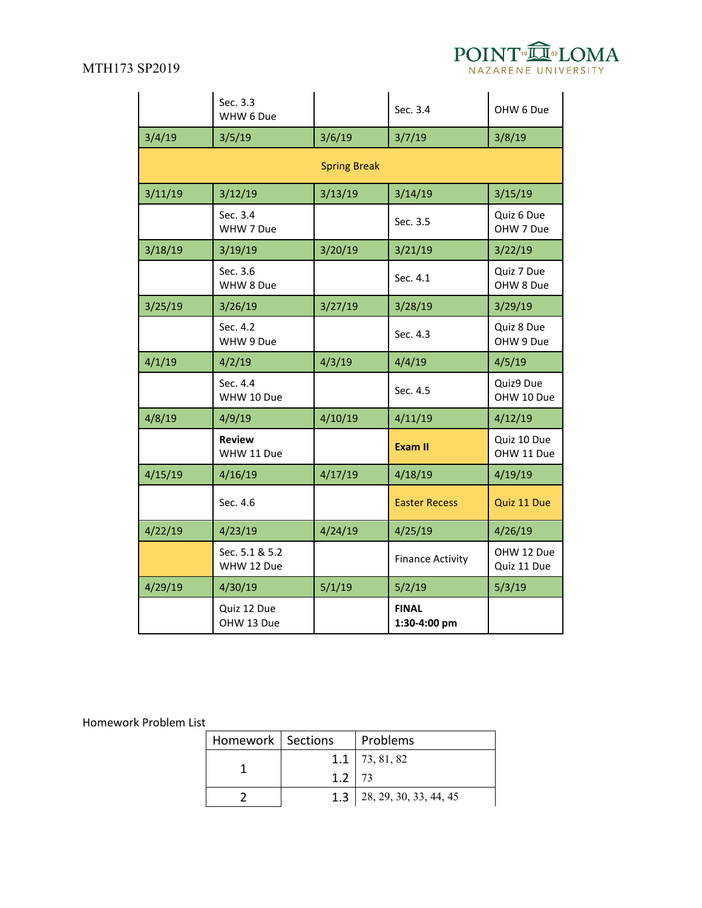| | | | | |
|---|---|---|---|---|
| | Sec. 3.3<br>WHW 6 Due | | Sec. 3.4 | OHW 6 Due |
| 3/4/19 | 3/5/19 | 3/6/19 | 3/7/19 | 3/8/19 |
| Spring Break | | | | |
| 3/11/19 | 3/12/19 | 3/13/19 | 3/14/19 | 3/15/19 |
| | Sec. 3.4<br>WHW 7 Due | | Sec. 3.5 | Quiz 6 Due<br>OHW 7 Due |
| 3/18/19 | 3/19/19 | 3/20/19 | 3/21/19 | 3/22/19 |
| | Sec. 3.6<br>WHW 8 Due | | Sec. 4.1 | Quiz 7 Due<br>OHW 8 Due |
| 3/25/19 | 3/26/19 | 3/27/19 | 3/28/19 | 3/29/19 |
| | Sec. 4.2<br>WHW 9 Due | | Sec. 4.3 | Quiz 8 Due<br>OHW 9 Due |
| 4/1/19 | 4/2/19 | 4/3/19 | 4/4/19 | 4/5/19 |
| | Sec. 4.4<br>WHW 10 Due | | Sec. 4.5 | Quiz9 Due<br>OHW 10 Due |
| 4/8/19 | 4/9/19 | 4/10/19 | 4/11/19 | 4/12/19 |
| | **Review**<br>WHW 11 Due | | **Exam II** | Quiz 10 Due<br>OHW 11 Due |
| 4/15/19 | 4/16/19 | 4/17/19 | 4/18/19 | 4/19/19 |
| | Sec. 4.6 | | Easter Recess | Quiz 11 Due |
| 4/22/19 | 4/23/19 | 4/24/19 | 4/25/19 | 4/26/19 |
| | Sec. 5.1 & 5.2<br>WHW 12 Due | | Finance Activity | OHW 12 Due<br>Quiz 11 Due |
| 4/29/19 | 4/30/19 | 5/1/19 | 5/2/19 | 5/3/19 |
| | Quiz 12 Due<br>OHW 13 Due | | **FINAL**<br>**1:30-4:00 pm** | |

Homework Problem List

| Homework | Sections | Problems |
|---|---|---|
| 1 | 1.1 | 73, 81, 82 |
| | 1.2 | 73 |
| 2 | 1.3 | 28, 29, 30, 33, 44, 45 |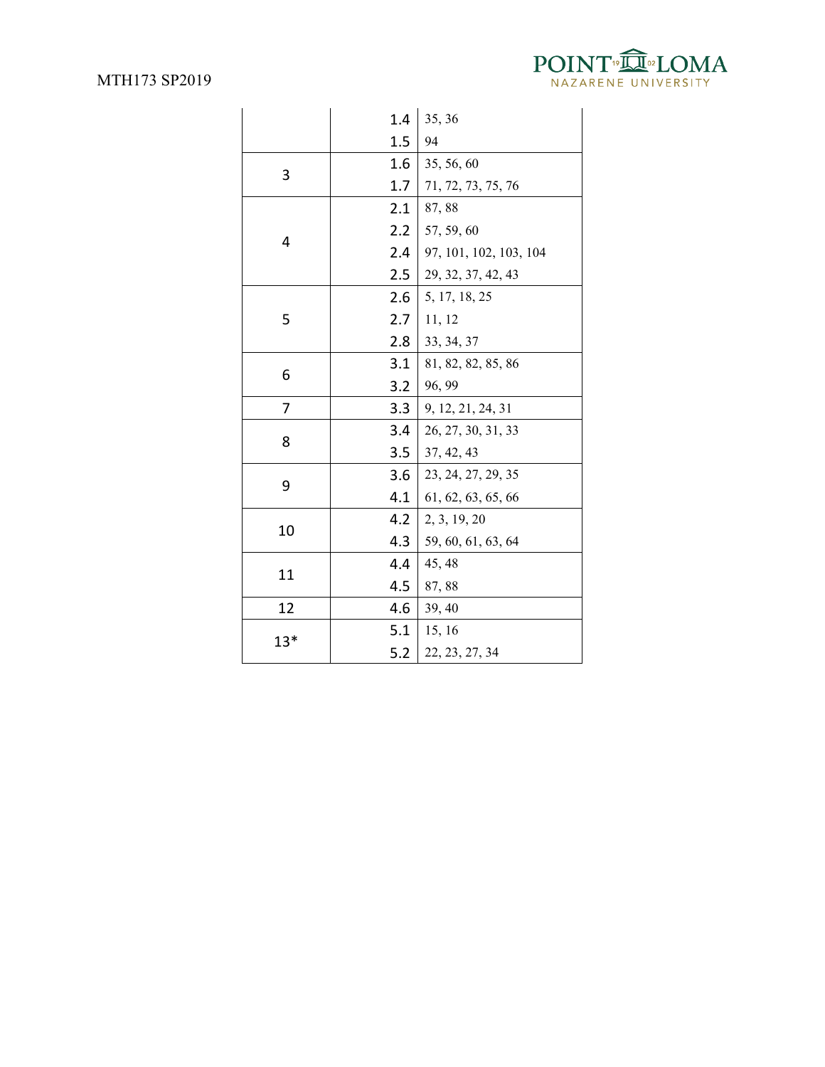| | | |
|---|---|---|
| | 1.4 | 35, 36 |
| | 1.5 | 94 |
| 3 | 1.6 | 35, 56, 60 |
| | 1.7 | 71, 72, 73, 75, 76 |
| 4 | 2.1 | 87, 88 |
| | 2.2 | 57, 59, 60 |
| | 2.4 | 97, 101, 102, 103, 104 |
| | 2.5 | 29, 32, 37, 42, 43 |
| 5 | 2.6 | 5, 17, 18, 25 |
| | 2.7 | 11, 12 |
| | 2.8 | 33, 34, 37 |
| 6 | 3.1 | 81, 82, 82, 85, 86 |
| | 3.2 | 96, 99 |
| 7 | 3.3 | 9, 12, 21, 24, 31 |
| 8 | 3.4 | 26, 27, 30, 31, 33 |
| | 3.5 | 37, 42, 43 |
| 9 | 3.6 | 23, 24, 27, 29, 35 |
| | 4.1 | 61, 62, 63, 65, 66 |
| 10 | 4.2 | 2, 3, 19, 20 |
| | 4.3 | 59, 60, 61, 63, 64 |
| 11 | 4.4 | 45, 48 |
| | 4.5 | 87, 88 |
| 12 | 4.6 | 39, 40 |
| 13* | 5.1 | 15, 16 |
| | 5.2 | 22, 23, 27, 34 |